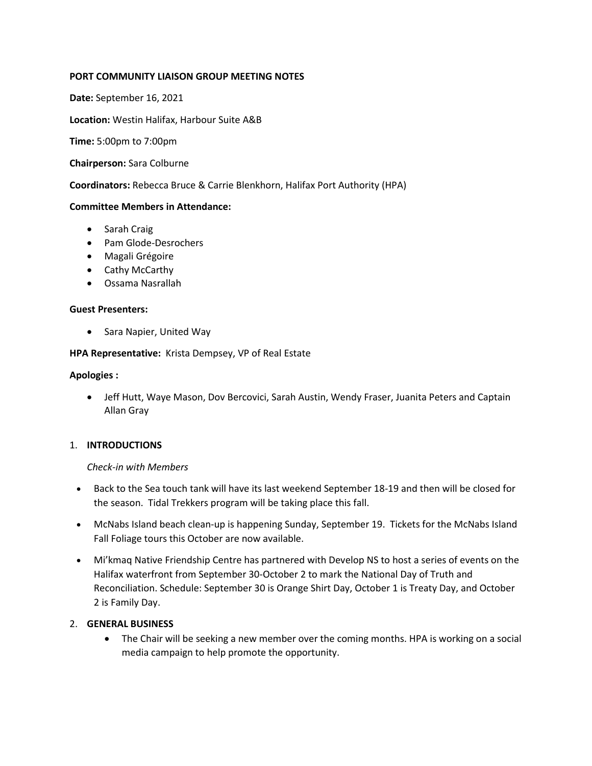**PORT COMMUNITY LIAISON GROUP MEETING NOTES**

**Date:** September 16, 2021

**Location:** Westin Halifax, Harbour Suite A&B

**Time:** 5:00pm to 7:00pm

**Chairperson:** Sara Colburne

**Coordinators:** Rebecca Bruce & Carrie Blenkhorn, Halifax Port Authority (HPA)

**Committee Members in Attendance:**

- Sarah Craig
- Pam Glode-Desrochers
- Magali Grégoire
- Cathy McCarthy
- Ossama Nasrallah

**Guest Presenters:**

- Sara Napier, United Way

**HPA Representative:** Krista Dempsey, VP of Real Estate

**Apologies :**

- Jeff Hutt, Waye Mason, Dov Bercovici, Sarah Austin, Wendy Fraser, Juanita Peters and Captain Allan Gray

1. **INTRODUCTIONS**

   *Check-in with Members*

- Back to the Sea touch tank will have its last weekend September 18-19 and then will be closed for the season. Tidal Trekkers program will be taking place this fall.
- McNabs Island beach clean-up is happening Sunday, September 19. Tickets for the McNabs Island Fall Foliage tours this October are now available.
- Mi'kmaq Native Friendship Centre has partnered with Develop NS to host a series of events on the Halifax waterfront from September 30-October 2 to mark the National Day of Truth and Reconciliation. Schedule: September 30 is Orange Shirt Day, October 1 is Treaty Day, and October 2 is Family Day.

2. **GENERAL BUSINESS**
   - The Chair will be seeking a new member over the coming months. HPA is working on a social media campaign to help promote the opportunity.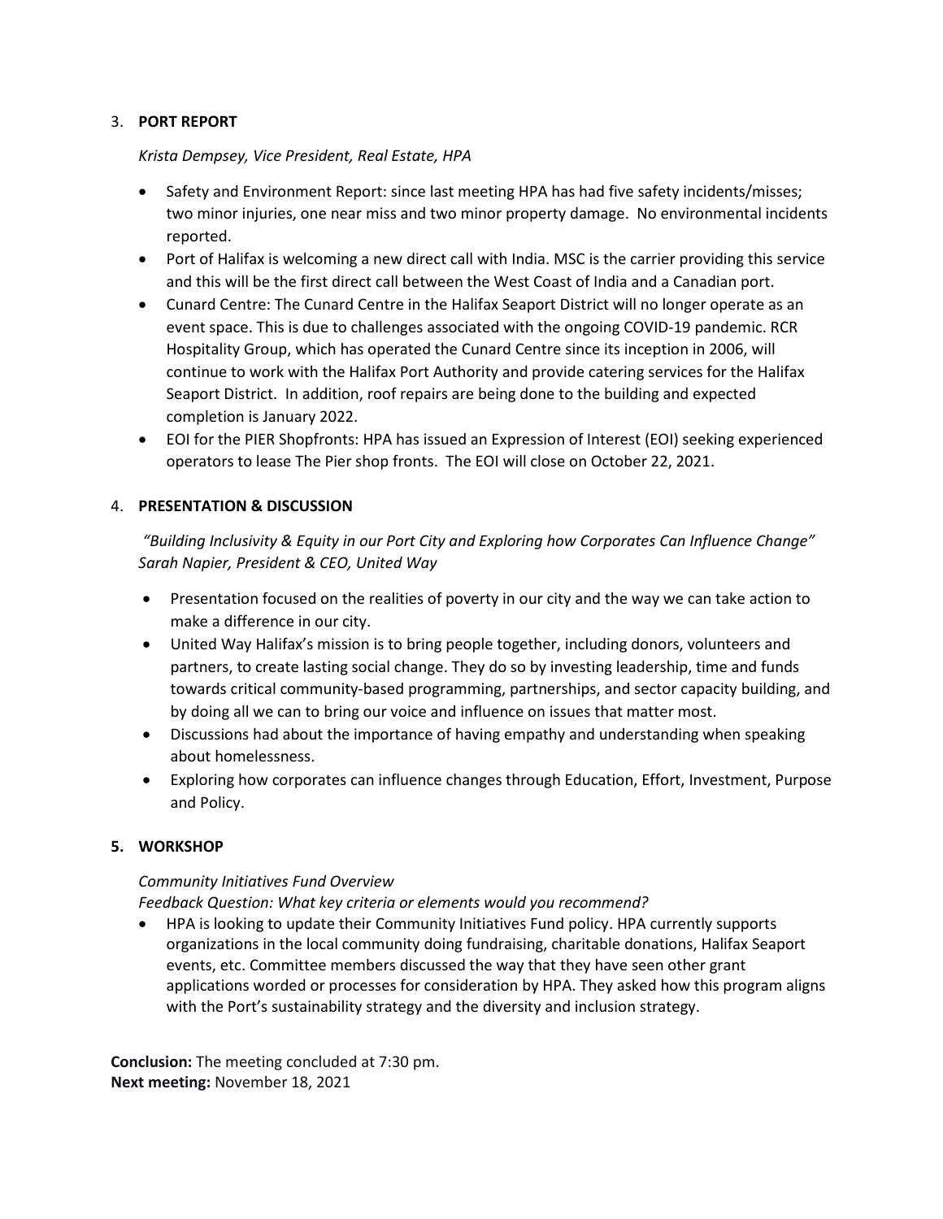3. **PORT REPORT**

   *Krista Dempsey, Vice President, Real Estate, HPA*

   - Safety and Environment Report: since last meeting HPA has had five safety incidents/misses; two minor injuries, one near miss and two minor property damage. No environmental incidents reported.
   - Port of Halifax is welcoming a new direct call with India. MSC is the carrier providing this service and this will be the first direct call between the West Coast of India and a Canadian port.
   - Cunard Centre: The Cunard Centre in the Halifax Seaport District will no longer operate as an event space. This is due to challenges associated with the ongoing COVID-19 pandemic. RCR Hospitality Group, which has operated the Cunard Centre since its inception in 2006, will continue to work with the Halifax Port Authority and provide catering services for the Halifax Seaport District. In addition, roof repairs are being done to the building and expected completion is January 2022.
   - EOI for the PIER Shopfronts: HPA has issued an Expression of Interest (EOI) seeking experienced operators to lease The Pier shop fronts. The EOI will close on October 22, 2021.

4. **PRESENTATION & DISCUSSION**

   *"Building Inclusivity & Equity in our Port City and Exploring how Corporates Can Influence Change"*
   *Sarah Napier, President & CEO, United Way*

   - Presentation focused on the realities of poverty in our city and the way we can take action to make a difference in our city.
   - United Way Halifax's mission is to bring people together, including donors, volunteers and partners, to create lasting social change. They do so by investing leadership, time and funds towards critical community-based programming, partnerships, and sector capacity building, and by doing all we can to bring our voice and influence on issues that matter most.
   - Discussions had about the importance of having empathy and understanding when speaking about homelessness.
   - Exploring how corporates can influence changes through Education, Effort, Investment, Purpose and Policy.

5. **WORKSHOP**

   *Community Initiatives Fund Overview*
   *Feedback Question: What key criteria or elements would you recommend?*

   - HPA is looking to update their Community Initiatives Fund policy. HPA currently supports organizations in the local community doing fundraising, charitable donations, Halifax Seaport events, etc. Committee members discussed the way that they have seen other grant applications worded or processes for consideration by HPA. They asked how this program aligns with the Port's sustainability strategy and the diversity and inclusion strategy.

**Conclusion:** The meeting concluded at 7:30 pm.
**Next meeting:** November 18, 2021